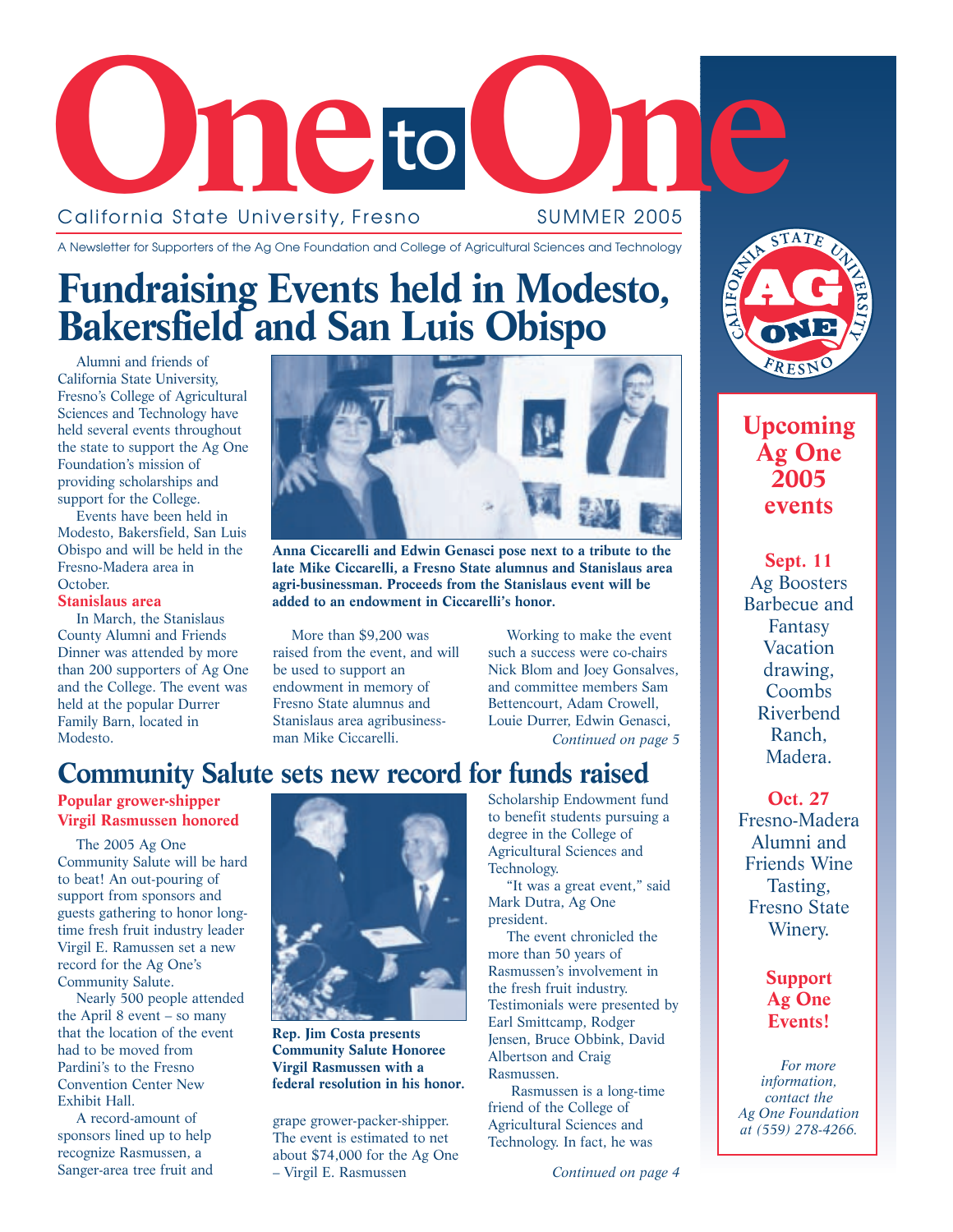# One to One

California State University, Fresno SUMMER 2005

A Newsletter for Supporters of the Ag One Foundation and College of Agricultural Sciences and Technology

# Fundraising Events held in Modesto, Bakersfield and San Luis Obispo

Alumni and friends of California State University, Fresno's College of Agricultural Sciences and Technology have held several events throughout the state to support the Ag One Foundation's mission of providing scholarships and support for the College.

Events have been held in Modesto, Bakersfield, San Luis Obispo and will be held in the Fresno-Madera area in October.

### Stanislaus area

In March, the Stanislaus County Alumni and Friends Dinner was attended by more than 200 supporters of Ag One and the College. The event was held at the popular Durrer Family Barn, located in Modesto.

**Anna Ciccarelli and Edwin Genasci pose next to a tribute to the late Mike Ciccarelli, a Fresno State alumnus and Stanislaus area agri-businessman. Proceeds from the Stanislaus event will be added to an endowment in Ciccarelli's honor.**

More than $9,200 was raised from the event, and will be used to support an endowment in memory of Fresno State alumnus and Stanislaus area agribusinessman Mike Ciccarelli.

Working to make the event such a success were co-chairs Nick Blom and Joey Gonsalves, and committee members Sam Bettencourt, Adam Crowell, Louie Durrer, Edwin Genasci,

*Continued on page 5*

# Community Salute sets new record for funds raised

### Popular grower-shipper Virgil Rasmussen honored

The 2005 Ag One Community Salute will be hard to beat! An out-pouring of support from sponsors and guests gathering to honor long-time fresh fruit industry leader Virgil E. Ramussen set a new record for the Ag One's Community Salute.

Nearly 500 people attended the April 8 event – so many that the location of the event had to be moved from Pardini's to the Fresno Convention Center New Exhibit Hall.

A record-amount of sponsors lined up to help recognize Rasmussen, a Sanger-area tree fruit and grape grower-packer-shipper. The event is estimated to net about $74,000 for the Ag One – Virgil E. Rasmussen Scholarship Endowment fund to benefit students pursuing a degree in the College of Agricultural Sciences and Technology.

**Rep. Jim Costa presents Community Salute Honoree Virgil Rasmussen with a federal resolution in his honor.**

"It was a great event," said Mark Dutra, Ag One president.

The event chronicled the more than 50 years of Rasmussen's involvement in the fresh fruit industry. Testimonials were presented by Earl Smittcamp, Rodger Jensen, Bruce Obbink, David Albertson and Craig Rasmussen.

Rasmussen is a long-time friend of the College of Agricultural Sciences and Technology. In fact, he was

*Continued on page 4*

## Upcoming Ag One 2005 events

**Sept. 11**
Ag Boosters Barbecue and Fantasy Vacation drawing, Coombs Riverbend Ranch, Madera.

**Oct. 27**
Fresno-Madera Alumni and Friends Wine Tasting, Fresno State Winery.

**Support Ag One Events!**

*For more information, contact the Ag One Foundation at (559) 278-4266.*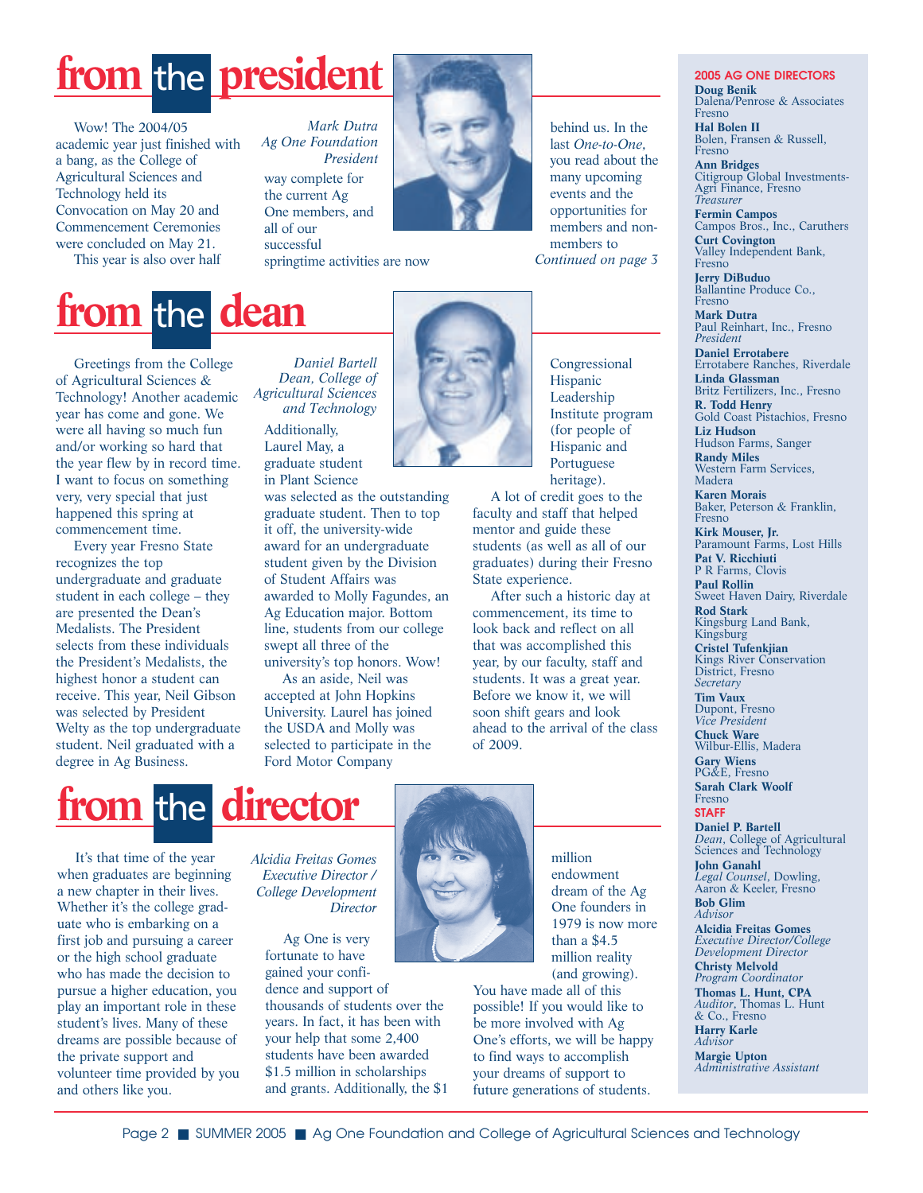# from the president

*Mark Dutra*
*Ag One Foundation President*

Wow! The 2004/05 academic year just finished with a bang, as the College of Agricultural Sciences and Technology held its Convocation on May 20 and Commencement Ceremonies were concluded on May 21.

This year is also over half way complete for the current Ag One members, and all of our successful springtime activities are now behind us. In the last *One-to-One*, you read about the many upcoming events and the opportunities for members and non-members to

*Continued on page 3*

# from the dean

*Daniel Bartell*
*Dean, College of Agricultural Sciences and Technology*

Greetings from the College of Agricultural Sciences & Technology! Another academic year has come and gone. We were all having so much fun and/or working so hard that the year flew by in record time. I want to focus on something very, very special that just happened this spring at commencement time.

Every year Fresno State recognizes the top undergraduate and graduate student in each college – they are presented the Dean's Medalists. The President selects from these individuals the President's Medalists, the highest honor a student can receive. This year, Neil Gibson was selected by President Welty as the top undergraduate student. Neil graduated with a degree in Ag Business.

Additionally, Laurel May, a graduate student in Plant Science was selected as the outstanding graduate student. Then to top it off, the university-wide award for an undergraduate student given by the Division of Student Affairs was awarded to Molly Fagundes, an Ag Education major. Bottom line, students from our college swept all three of the university's top honors. Wow!

As an aside, Neil was accepted at John Hopkins University. Laurel has joined the USDA and Molly was selected to participate in the Ford Motor Company Congressional Hispanic Leadership Institute program (for people of Hispanic and Portuguese heritage).

A lot of credit goes to the faculty and staff that helped mentor and guide these students (as well as all of our graduates) during their Fresno State experience.

After such a historic day at commencement, its time to look back and reflect on all that was accomplished this year, by our faculty, staff and students. It was a great year. Before we know it, we will soon shift gears and look ahead to the arrival of the class of 2009.

# from the director

*Alcidia Freitas Gomes*
*Executive Director / College Development Director*

It's that time of the year when graduates are beginning a new chapter in their lives. Whether it's the college graduate who is embarking on a first job and pursuing a career or the high school graduate who has made the decision to pursue a higher education, you play an important role in these student's lives. Many of these dreams are possible because of the private support and volunteer time provided by you and others like you.

Ag One is very fortunate to have gained your confidence and support of thousands of students over the years. In fact, it has been with your help that some 2,400 students have been awarded $1.5 million in scholarships and grants. Additionally, the $1 million endowment dream of the Ag One founders in 1979 is now more than a $4.5 million reality (and growing). You have made all of this possible! If you would like to be more involved with Ag One's efforts, we will be happy to find ways to accomplish your dreams of support to future generations of students.

---

**2005 AG ONE DIRECTORS**

**Doug Benik**
Dalena/Penrose & Associates Fresno

**Hal Bolen II**
Bolen, Fransen & Russell, Fresno

**Ann Bridges**
Citigroup Global Investments-Agri Finance, Fresno
*Treasurer*

**Fermin Campos**
Campos Bros., Inc., Caruthers

**Curt Covington**
Valley Independent Bank, Fresno

**Jerry DiBuduo**
Ballantine Produce Co., Fresno

**Mark Dutra**
Paul Reinhart, Inc., Fresno
*President*

**Daniel Errotabere**
Errotabere Ranches, Riverdale

**Linda Glassman**
Britz Fertilizers, Inc., Fresno

**R. Todd Henry**
Gold Coast Pistachios, Fresno

**Liz Hudson**
Hudson Farms, Sanger

**Randy Miles**
Western Farm Services, Madera

**Karen Morais**
Baker, Peterson & Franklin, Fresno

**Kirk Mouser, Jr.**
Paramount Farms, Lost Hills

**Pat V. Ricchiuti**
P R Farms, Clovis

**Paul Rollin**
Sweet Haven Dairy, Riverdale

**Rod Stark**
Kingsburg Land Bank, Kingsburg

**Cristel Tufenkjian**
Kings River Conservation District, Fresno
*Secretary*

**Tim Vaux**
Dupont, Fresno
*Vice President*

**Chuck Ware**
Wilbur-Ellis, Madera

**Gary Wiens**
PG&E, Fresno

**Sarah Clark Woolf**
Fresno

**STAFF**

**Daniel P. Bartell**
*Dean*, College of Agricultural Sciences and Technology

**John Ganahl**
*Legal Counsel*, Dowling, Aaron & Keeler, Fresno

**Bob Glim**
*Advisor*

**Alcidia Freitas Gomes**
*Executive Director/College Development Director*

**Christy Melvold**
*Program Coordinator*

**Thomas L. Hunt, CPA**
*Auditor*, Thomas L. Hunt & Co., Fresno

**Harry Karle**
*Advisor*

**Margie Upton**
*Administrative Assistant*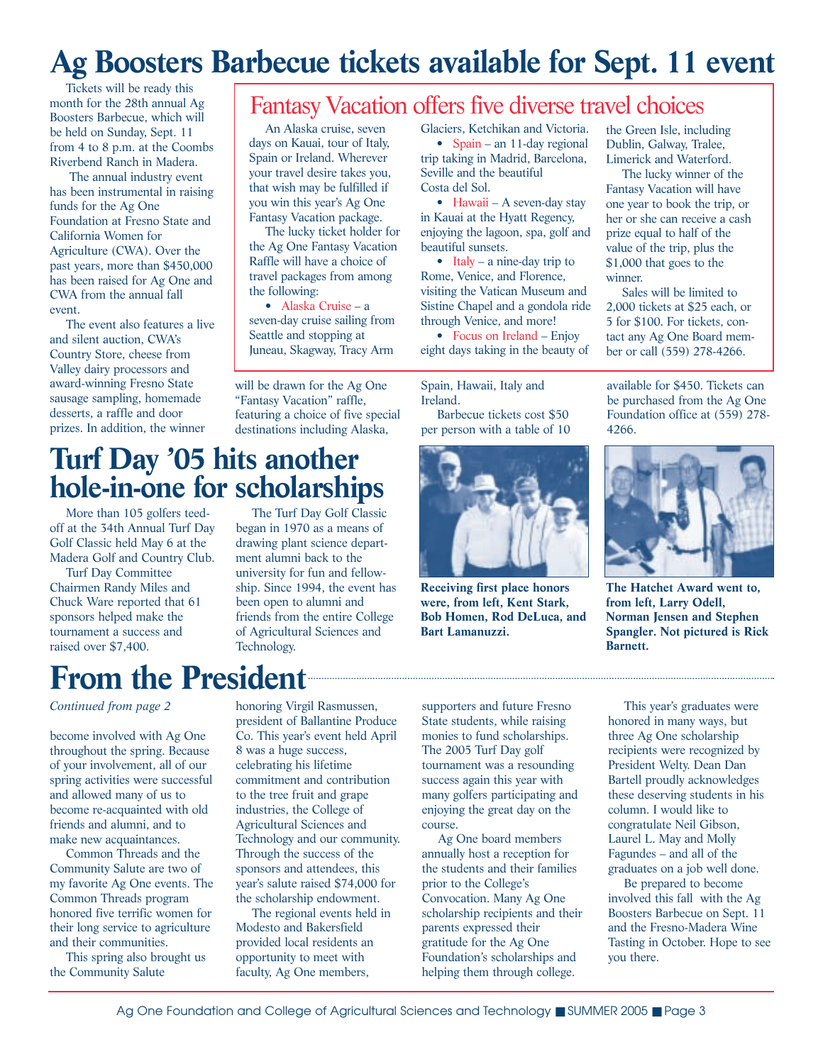# Ag Boosters Barbecue tickets available for Sept. 11 event

Tickets will be ready this month for the 28th annual Ag Boosters Barbecue, which will be held on Sunday, Sept. 11 from 4 to 8 p.m. at the Coombs Riverbend Ranch in Madera.

The annual industry event has been instrumental in raising funds for the Ag One Foundation at Fresno State and California Women for Agriculture (CWA). Over the past years, more than $450,000 has been raised for Ag One and CWA from the annual fall event.

The event also features a live and silent auction, CWA's Country Store, cheese from Valley dairy processors and award-winning Fresno State sausage sampling, homemade desserts, a raffle and door prizes. In addition, the winner will be drawn for the Ag One "Fantasy Vacation" raffle, featuring a choice of five special destinations including Alaska, Spain, Hawaii, Italy and Ireland.

Barbecue tickets cost $50 per person with a table of 10 available for $450. Tickets can be purchased from the Ag One Foundation office at (559) 278-4266.

## Fantasy Vacation offers five diverse travel choices

An Alaska cruise, seven days on Kauai, tour of Italy, Spain or Ireland. Wherever your travel desire takes you, that wish may be fulfilled if you win this year's Ag One Fantasy Vacation package.

The lucky ticket holder for the Ag One Fantasy Vacation Raffle will have a choice of travel packages from among the following:

- Alaska Cruise – a seven-day cruise sailing from Seattle and stopping at Juneau, Skagway, Tracy Arm Glaciers, Ketchikan and Victoria.
- Spain – an 11-day regional trip taking in Madrid, Barcelona, Seville and the beautiful Costa del Sol.
- Hawaii – A seven-day stay in Kauai at the Hyatt Regency, enjoying the lagoon, spa, golf and beautiful sunsets.
- Italy – a nine-day trip to Rome, Venice, and Florence, visiting the Vatican Museum and Sistine Chapel and a gondola ride through Venice, and more!
- Focus on Ireland – Enjoy eight days taking in the beauty of the Green Isle, including Dublin, Galway, Tralee, Limerick and Waterford.

The lucky winner of the Fantasy Vacation will have one year to book the trip, or her or she can receive a cash prize equal to half of the value of the trip, plus the $1,000 that goes to the winner.

Sales will be limited to 2,000 tickets at $25 each, or 5 for $100. For tickets, contact any Ag One Board member or call (559) 278-4266.

# Turf Day '05 hits another hole-in-one for scholarships

More than 105 golfers teed-off at the 34th Annual Turf Day Golf Classic held May 6 at the Madera Golf and Country Club.

Turf Day Committee Chairmen Randy Miles and Chuck Ware reported that 61 sponsors helped make the tournament a success and raised over $7,400.

The Turf Day Golf Classic began in 1970 as a means of drawing plant science department alumni back to the university for fun and fellowship. Since 1994, the event has been open to alumni and friends from the entire College of Agricultural Sciences and Technology.

**Receiving first place honors were, from left, Kent Stark, Bob Homen, Rod DeLuca, and Bart Lamanuzzi.**

**The Hatchet Award went to, from left, Larry Odell, Norman Jensen and Stephen Spangler. Not pictured is Rick Barnett.**

# From the President

*Continued from page 2*

become involved with Ag One throughout the spring. Because of your involvement, all of our spring activities were successful and allowed many of us to become re-acquainted with old friends and alumni, and to make new acquaintances.

Common Threads and the Community Salute are two of my favorite Ag One events. The Common Threads program honored five terrific women for their long service to agriculture and their communities.

This spring also brought us the Community Salute honoring Virgil Rasmussen, president of Ballantine Produce Co. This year's event held April 8 was a huge success, celebrating his lifetime commitment and contribution to the tree fruit and grape industries, the College of Agricultural Sciences and Technology and our community. Through the success of the sponsors and attendees, this year's salute raised $74,000 for the scholarship endowment.

The regional events held in Modesto and Bakersfield provided local residents an opportunity to meet with faculty, Ag One members, supporters and future Fresno State students, while raising monies to fund scholarships. The 2005 Turf Day golf tournament was a resounding success again this year with many golfers participating and enjoying the great day on the course.

Ag One board members annually host a reception for the students and their families prior to the College's Convocation. Many Ag One scholarship recipients and their parents expressed their gratitude for the Ag One Foundation's scholarships and helping them through college.

This year's graduates were honored in many ways, but three Ag One scholarship recipients were recognized by President Welty. Dean Dan Bartell proudly acknowledges these deserving students in his column. I would like to congratulate Neil Gibson, Laurel L. May and Molly Fagundes – and all of the graduates on a job well done.

Be prepared to become involved this fall with the Ag Boosters Barbecue on Sept. 11 and the Fresno-Madera Wine Tasting in October. Hope to see you there.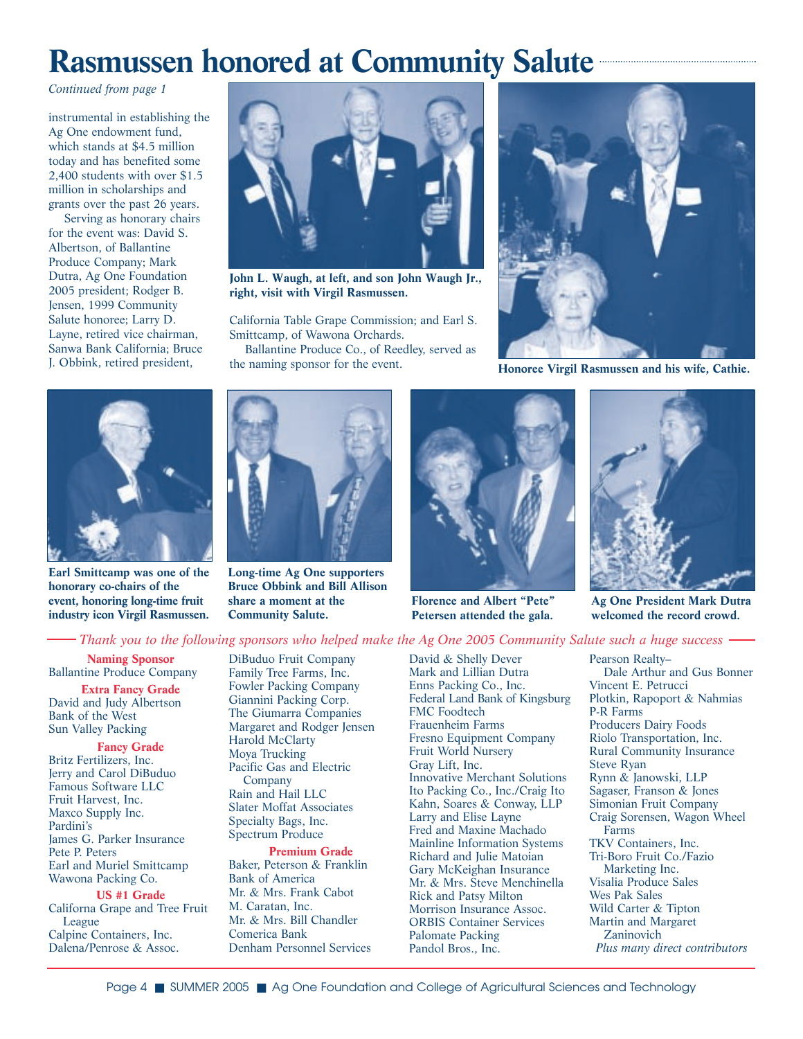# Rasmussen honored at Community Salute

*Continued from page 1*

instrumental in establishing the Ag One endowment fund, which stands at $4.5 million today and has benefited some 2,400 students with over $1.5 million in scholarships and grants over the past 26 years.

Serving as honorary chairs for the event was: David S. Albertson, of Ballantine Produce Company; Mark Dutra, Ag One Foundation 2005 president; Rodger B. Jensen, 1999 Community Salute honoree; Larry D. Layne, retired vice chairman, Sanwa Bank California; Bruce J. Obbink, retired president, California Table Grape Commission; and Earl S. Smittcamp, of Wawona Orchards.

Ballantine Produce Co., of Reedley, served as the naming sponsor for the event.

**John L. Waugh, at left, and son John Waugh Jr., right, visit with Virgil Rasmussen.**

**Honoree Virgil Rasmussen and his wife, Cathie.**

**Earl Smittcamp was one of the honorary co-chairs of the event, honoring long-time fruit industry icon Virgil Rasmussen.**

**Long-time Ag One supporters Bruce Obbink and Bill Allison share a moment at the Community Salute.**

**Florence and Albert "Pete" Petersen attended the gala.**

**Ag One President Mark Dutra welcomed the record crowd.**

*Thank you to the following sponsors who helped make the Ag One 2005 Community Salute such a huge success*

**Naming Sponsor**
Ballantine Produce Company

**Extra Fancy Grade**
David and Judy Albertson
Bank of the West
Sun Valley Packing

**Fancy Grade**
Britz Fertilizers, Inc.
Jerry and Carol DiBuduo
Famous Software LLC
Fruit Harvest, Inc.
Maxco Supply Inc.
Pardini's
James G. Parker Insurance
Pete P. Peters
Earl and Muriel Smittcamp
Wawona Packing Co.

**US #1 Grade**
California Grape and Tree Fruit League
Calpine Containers, Inc.
Dalena/Penrose & Assoc.
DiBuduo Fruit Company
Family Tree Farms, Inc.
Fowler Packing Company
Giannini Packing Corp.
The Giumarra Companies
Margaret and Rodger Jensen
Harold McClarty
Moya Trucking
Pacific Gas and Electric Company
Rain and Hail LLC
Slater Moffat Associates
Specialty Bags, Inc.
Spectrum Produce

**Premium Grade**
Baker, Peterson & Franklin
Bank of America
Mr. & Mrs. Frank Cabot
M. Caratan, Inc.
Mr. & Mrs. Bill Chandler
Comerica Bank
Denham Personnel Services
David & Shelly Dever
Mark and Lillian Dutra
Enns Packing Co., Inc.
Federal Land Bank of Kingsburg
FMC Foodtech
Frauenheim Farms
Fresno Equipment Company
Fruit World Nursery
Gray Lift, Inc.
Innovative Merchant Solutions
Ito Packing Co., Inc./Craig Ito
Kahn, Soares & Conway, LLP
Larry and Elise Layne
Fred and Maxine Machado
Mainline Information Systems
Richard and Julie Matoian
Gary McKeighan Insurance
Mr. & Mrs. Steve Menchinella
Rick and Patsy Milton
Morrison Insurance Assoc.
ORBIS Container Services
Palomate Packing
Pandol Bros., Inc.
Pearson Realty–Dale Arthur and Gus Bonner
Vincent E. Petrucci
Plotkin, Rapoport & Nahmias
P-R Farms
Producers Dairy Foods
Riolo Transportation, Inc.
Rural Community Insurance
Steve Ryan
Rynn & Janowski, LLP
Sagaser, Franson & Jones
Simonian Fruit Company
Craig Sorensen, Wagon Wheel Farms
TKV Containers, Inc.
Tri-Boro Fruit Co./Fazio Marketing Inc.
Visalia Produce Sales
Wes Pak Sales
Wild Carter & Tipton
Martin and Margaret Zaninovich
*Plus many direct contributors*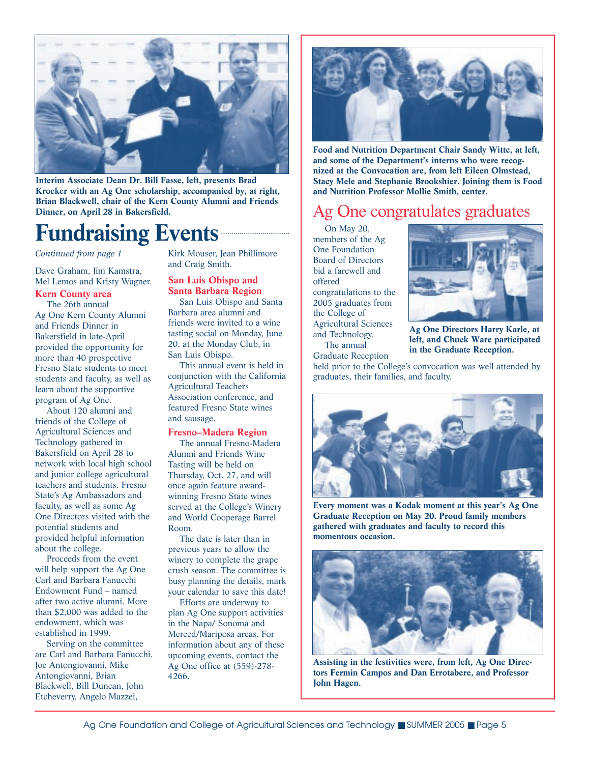Interim Associate Dean Dr. Bill Fasse, left, presents Brad Kroeker with an Ag One scholarship, accompanied by, at right, Brian Blackwell, chair of the Kern County Alumni and Friends Dinner, on April 28 in Bakersfield.

# Fundraising Events

*Continued from page 1*

Dave Graham, Jim Kamstra, Mel Lemos and Kristy Wagner.

### Kern County area

The 26th annual Ag One Kern County Alumni and Friends Dinner in Bakersfield in late-April provided the opportunity for more than 40 prospective Fresno State students to meet students and faculty, as well as learn about the supportive program of Ag One.

About 120 alumni and friends of the College of Agricultural Sciences and Technology gathered in Bakersfield on April 28 to network with local high school and junior college agricultural teachers and students. Fresno State's Ag Ambassadors and faculty, as well as some Ag One Directors visited with the potential students and provided helpful information about the college.

Proceeds from the event will help support the Ag One Carl and Barbara Fanucchi Endowment Fund – named after two active alumni. More than $2,000 was added to the endowment, which was established in 1999.

Serving on the committee are Carl and Barbara Fanucchi, Joe Antongiovanni, Mike Antongiovanni, Brian Blackwell, Bill Duncan, John Etcheverry, Angelo Mazzei, Kirk Mouser, Jean Phillimore and Craig Smith.

### San Luis Obispo and Santa Barbara Region

San Luis Obispo and Santa Barbara area alumni and friends were invited to a wine tasting social on Monday, June 20, at the Monday Club, in San Luis Obispo.

This annual event is held in conjunction with the California Agricultural Teachers Association conference, and featured Fresno State wines and sausage.

### Fresno–Madera Region

The annual Fresno-Madera Alumni and Friends Wine Tasting will be held on Thursday, Oct. 27, and will once again feature award-winning Fresno State wines served at the College's Winery and World Cooperage Barrel Room.

The date is later than in previous years to allow the winery to complete the grape crush season. The committee is busy planning the details, mark your calendar to save this date!

Efforts are underway to plan Ag One support activities in the Napa/ Sonoma and Merced/Mariposa areas. For information about any of these upcoming events, contact the Ag One office at (559)-278-4266.

Food and Nutrition Department Chair Sandy Witte, at left, and some of the Department's interns who were recognized at the Convocation are, from left Eileen Olmstead, Stacy Mele and Stephanie Brookshier. Joining them is Food and Nutrition Professor Mollie Smith, center.

## Ag One congratulates graduates

On May 20, members of the Ag One Foundation Board of Directors bid a farewell and offered congratulations to the 2005 graduates from the College of Agricultural Sciences and Technology.

The annual Graduate Reception held prior to the College's convocation was well attended by graduates, their families, and faculty.

Ag One Directors Harry Karle, at left, and Chuck Ware participated in the Graduate Reception.

Every moment was a Kodak moment at this year's Ag One Graduate Reception on May 20. Proud family members gathered with graduates and faculty to record this momentous occasion.

Assisting in the festivities were, from left, Ag One Directors Fermin Campos and Dan Errotabere, and Professor John Hagen.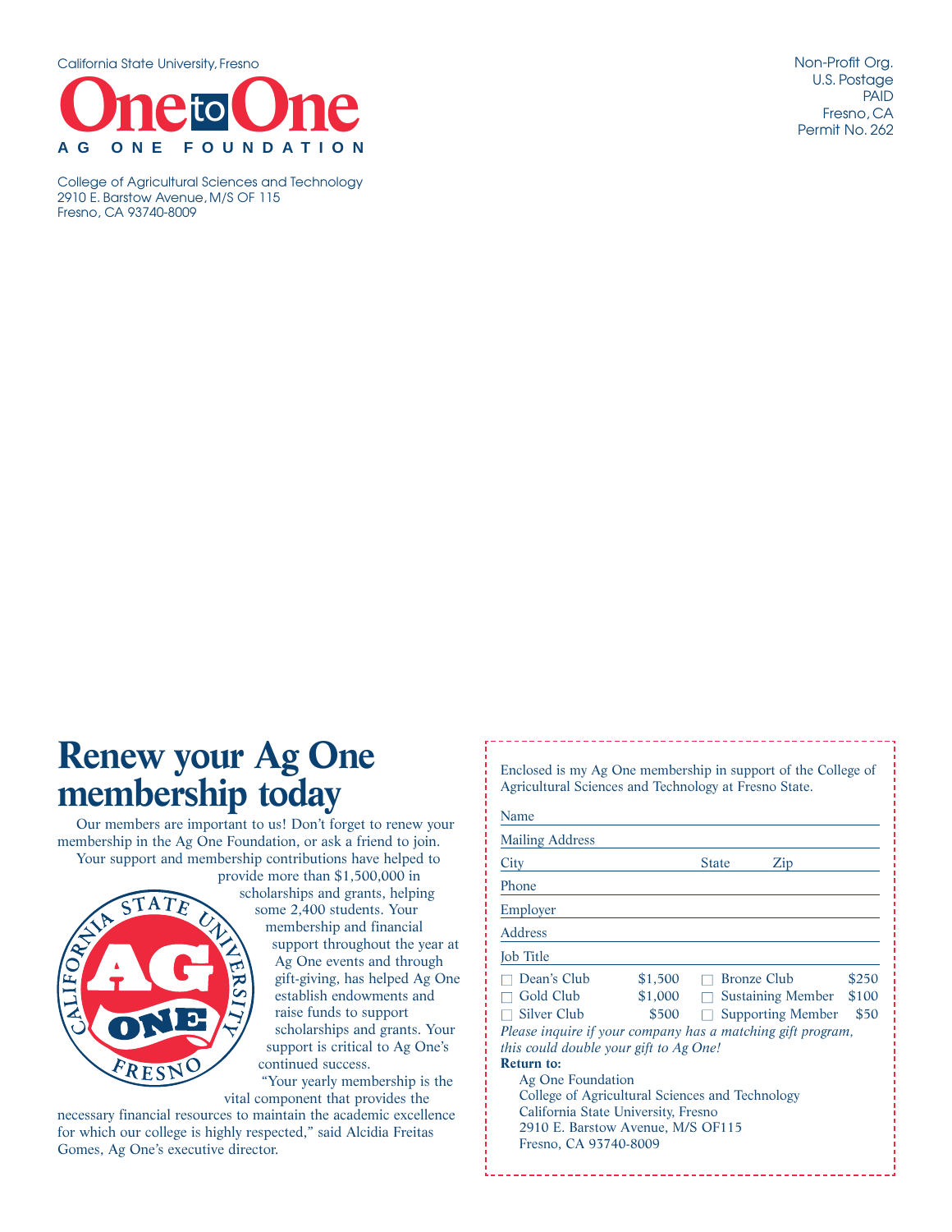California State University, Fresno

**One to One**

**AG ONE FOUNDATION**

College of Agricultural Sciences and Technology
2910 E. Barstow Avenue, M/S OF 115
Fresno, CA 93740-8009

Non-Profit Org.
U.S. Postage
PAID
Fresno, CA
Permit No. 262

# Renew your Ag One membership today

Our members are important to us! Don't forget to renew your membership in the Ag One Foundation, or ask a friend to join.

Your support and membership contributions have helped to provide more than $1,500,000 in scholarships and grants, helping some 2,400 students. Your membership and financial support throughout the year at Ag One events and through gift-giving, has helped Ag One establish endowments and raise funds to support scholarships and grants. Your support is critical to Ag One's continued success.

"Your yearly membership is the vital component that provides the necessary financial resources to maintain the academic excellence for which our college is highly respected," said Alcidia Freitas Gomes, Ag One's executive director.

---

Enclosed is my Ag One membership in support of the College of Agricultural Sciences and Technology at Fresno State.

Name ______________________

Mailing Address ______________________

City ______________ State ______ Zip ______

Phone ______________________

Employer ______________________

Address ______________________

Job Title ______________________

| | | | |
|---|---|---|---|
| ☐ Dean's Club | $1,500 | ☐ Bronze Club | $250 |
| ☐ Gold Club | $1,000 | ☐ Sustaining Member | $100 |
| ☐ Silver Club | $500 | ☐ Supporting Member | $50 |

*Please inquire if your company has a matching gift program, this could double your gift to Ag One!*

**Return to:**

Ag One Foundation
College of Agricultural Sciences and Technology
California State University, Fresno
2910 E. Barstow Avenue, M/S OF115
Fresno, CA 93740-8009